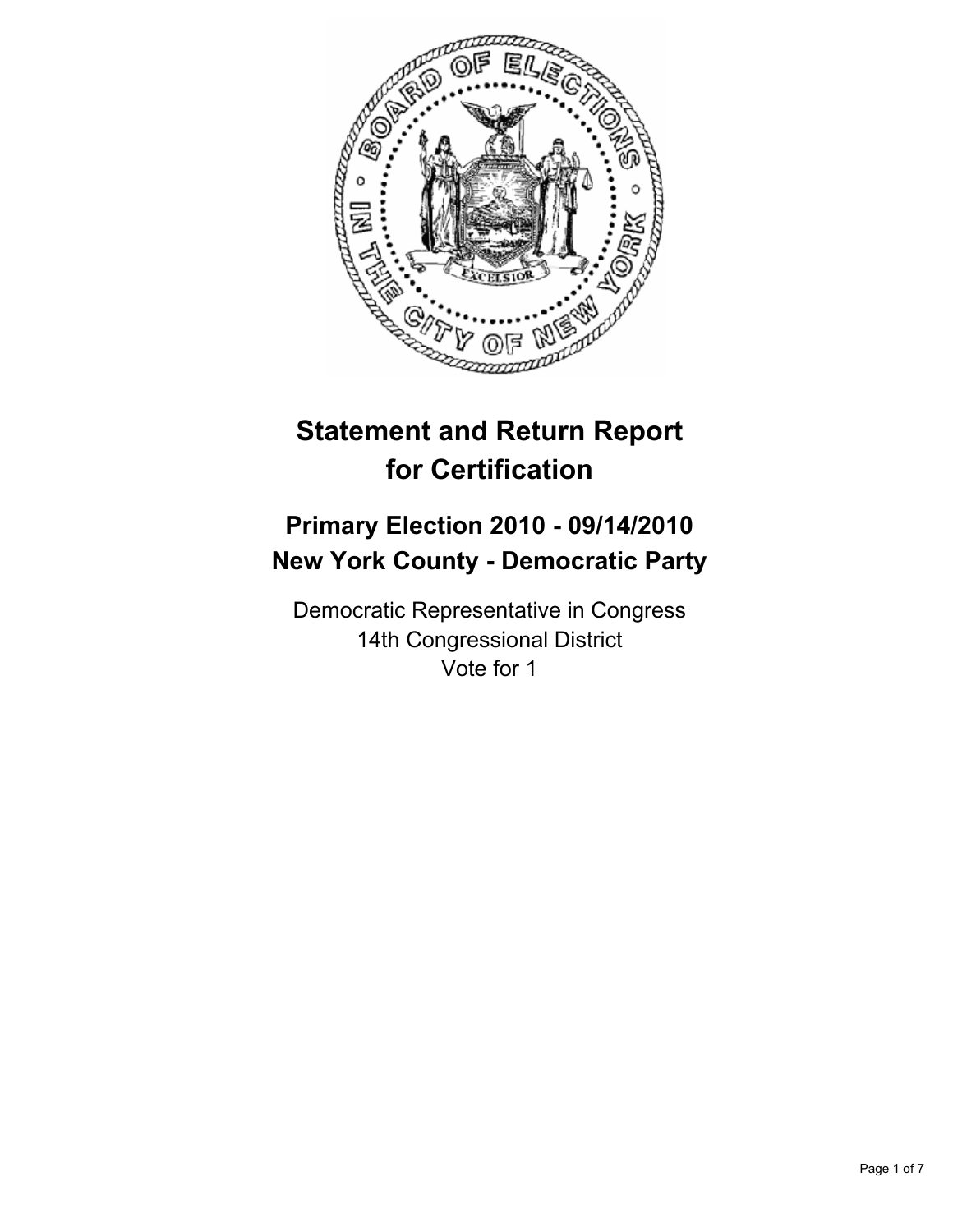# Statement and Return Report for Certification

## Primary Election 2010 - 09/14/2010
## New York County - Democratic Party

Democratic Representative in Congress
14th Congressional District
Vote for 1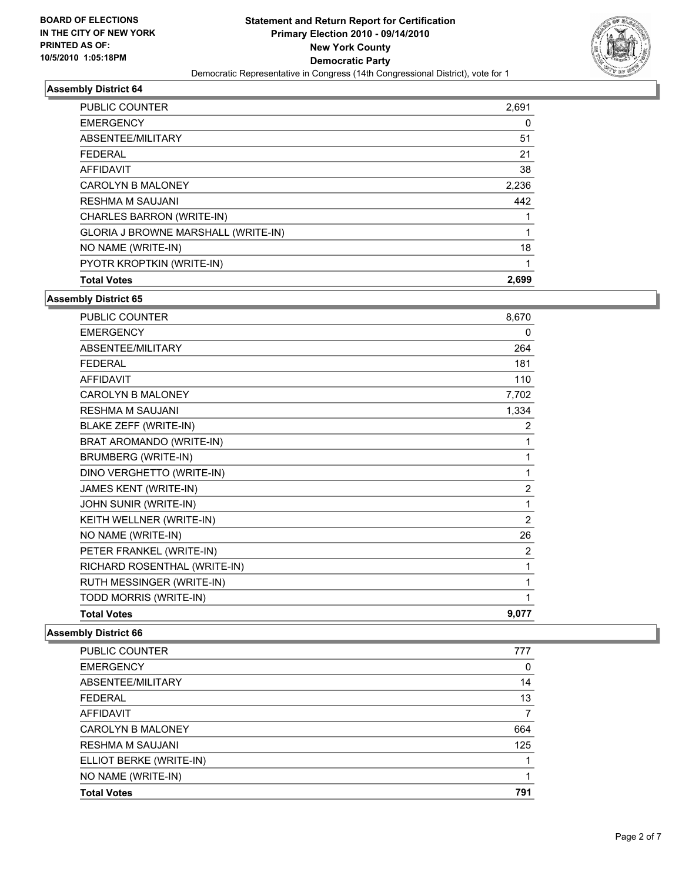**BOARD OF ELECTIONS IN THE CITY OF NEW YORK PRINTED AS OF: 10/5/2010 1:05:18PM**

**Statement and Return Report for Certification**
**Primary Election 2010 - 09/14/2010**
**New York County**
**Democratic Party**
Democratic Representative in Congress (14th Congressional District), vote for 1

### Assembly District 64

| | |
|---|---|
| PUBLIC COUNTER | 2,691 |
| EMERGENCY | 0 |
| ABSENTEE/MILITARY | 51 |
| FEDERAL | 21 |
| AFFIDAVIT | 38 |
| CAROLYN B MALONEY | 2,236 |
| RESHMA M SAUJANI | 442 |
| CHARLES BARRON (WRITE-IN) | 1 |
| GLORIA J BROWNE MARSHALL (WRITE-IN) | 1 |
| NO NAME (WRITE-IN) | 18 |
| PYOTR KROPTKIN (WRITE-IN) | 1 |
| **Total Votes** | **2,699** |

### Assembly District 65

| | |
|---|---|
| PUBLIC COUNTER | 8,670 |
| EMERGENCY | 0 |
| ABSENTEE/MILITARY | 264 |
| FEDERAL | 181 |
| AFFIDAVIT | 110 |
| CAROLYN B MALONEY | 7,702 |
| RESHMA M SAUJANI | 1,334 |
| BLAKE ZEFF (WRITE-IN) | 2 |
| BRAT AROMANDO (WRITE-IN) | 1 |
| BRUMBERG (WRITE-IN) | 1 |
| DINO VERGHETTO (WRITE-IN) | 1 |
| JAMES KENT (WRITE-IN) | 2 |
| JOHN SUNIR (WRITE-IN) | 1 |
| KEITH WELLNER (WRITE-IN) | 2 |
| NO NAME (WRITE-IN) | 26 |
| PETER FRANKEL (WRITE-IN) | 2 |
| RICHARD ROSENTHAL (WRITE-IN) | 1 |
| RUTH MESSINGER (WRITE-IN) | 1 |
| TODD MORRIS (WRITE-IN) | 1 |
| **Total Votes** | **9,077** |

### Assembly District 66

| | |
|---|---|
| PUBLIC COUNTER | 777 |
| EMERGENCY | 0 |
| ABSENTEE/MILITARY | 14 |
| FEDERAL | 13 |
| AFFIDAVIT | 7 |
| CAROLYN B MALONEY | 664 |
| RESHMA M SAUJANI | 125 |
| ELLIOT BERKE (WRITE-IN) | 1 |
| NO NAME (WRITE-IN) | 1 |
| **Total Votes** | **791** |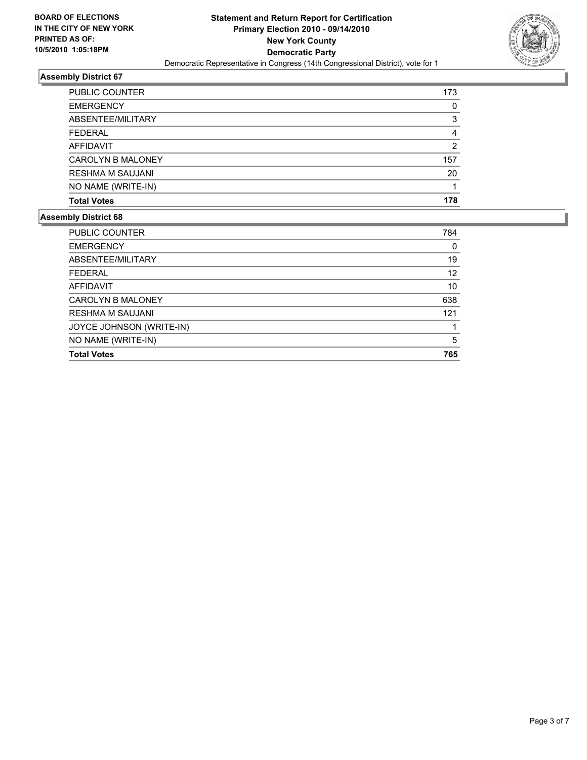**BOARD OF ELECTIONS IN THE CITY OF NEW YORK PRINTED AS OF: 10/5/2010 1:05:18PM**

# Statement and Return Report for Certification
## Primary Election 2010 - 09/14/2010
## New York County
## Democratic Party

Democratic Representative in Congress (14th Congressional District), vote for 1

### Assembly District 67

| | |
|---|---|
| PUBLIC COUNTER | 173 |
| EMERGENCY | 0 |
| ABSENTEE/MILITARY | 3 |
| FEDERAL | 4 |
| AFFIDAVIT | 2 |
| CAROLYN B MALONEY | 157 |
| RESHMA M SAUJANI | 20 |
| NO NAME (WRITE-IN) | 1 |
| **Total Votes** | **178** |

### Assembly District 68

| | |
|---|---|
| PUBLIC COUNTER | 784 |
| EMERGENCY | 0 |
| ABSENTEE/MILITARY | 19 |
| FEDERAL | 12 |
| AFFIDAVIT | 10 |
| CAROLYN B MALONEY | 638 |
| RESHMA M SAUJANI | 121 |
| JOYCE JOHNSON (WRITE-IN) | 1 |
| NO NAME (WRITE-IN) | 5 |
| **Total Votes** | **765** |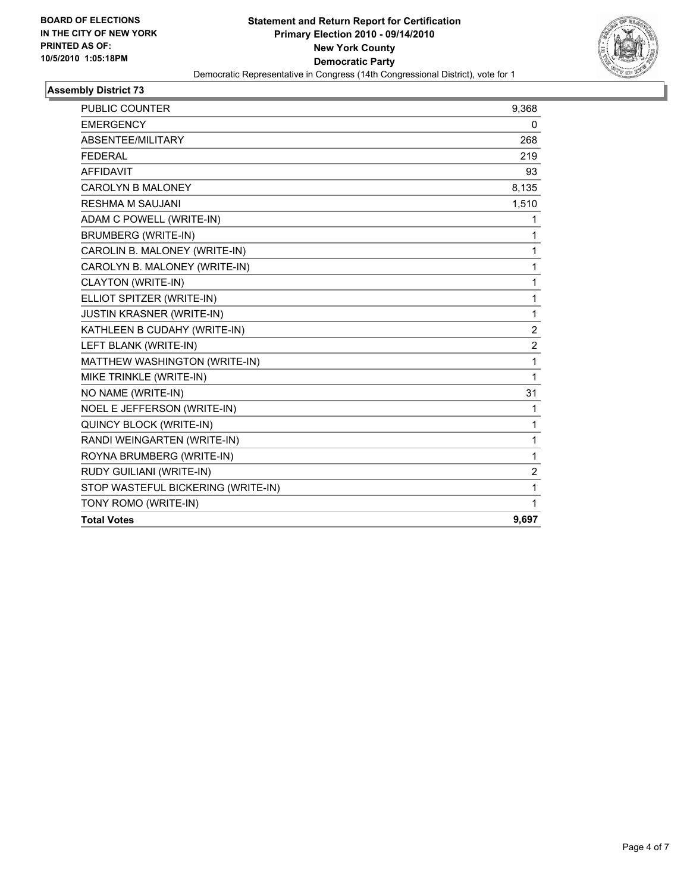**BOARD OF ELECTIONS IN THE CITY OF NEW YORK PRINTED AS OF: 10/5/2010 1:05:18PM**

**Statement and Return Report for Certification**
**Primary Election 2010 - 09/14/2010**
**New York County**
**Democratic Party**
Democratic Representative in Congress (14th Congressional District), vote for 1

## Assembly District 73

| | |
|---|---|
| PUBLIC COUNTER | 9,368 |
| EMERGENCY | 0 |
| ABSENTEE/MILITARY | 268 |
| FEDERAL | 219 |
| AFFIDAVIT | 93 |
| CAROLYN B MALONEY | 8,135 |
| RESHMA M SAUJANI | 1,510 |
| ADAM C POWELL (WRITE-IN) | 1 |
| BRUMBERG (WRITE-IN) | 1 |
| CAROLIN B. MALONEY (WRITE-IN) | 1 |
| CAROLYN B. MALONEY (WRITE-IN) | 1 |
| CLAYTON (WRITE-IN) | 1 |
| ELLIOT SPITZER (WRITE-IN) | 1 |
| JUSTIN KRASNER (WRITE-IN) | 1 |
| KATHLEEN B CUDAHY (WRITE-IN) | 2 |
| LEFT BLANK (WRITE-IN) | 2 |
| MATTHEW WASHINGTON (WRITE-IN) | 1 |
| MIKE TRINKLE (WRITE-IN) | 1 |
| NO NAME (WRITE-IN) | 31 |
| NOEL E JEFFERSON (WRITE-IN) | 1 |
| QUINCY BLOCK (WRITE-IN) | 1 |
| RANDI WEINGARTEN (WRITE-IN) | 1 |
| ROYNA BRUMBERG (WRITE-IN) | 1 |
| RUDY GUILIANI (WRITE-IN) | 2 |
| STOP WASTEFUL BICKERING (WRITE-IN) | 1 |
| TONY ROMO (WRITE-IN) | 1 |
| **Total Votes** | **9,697** |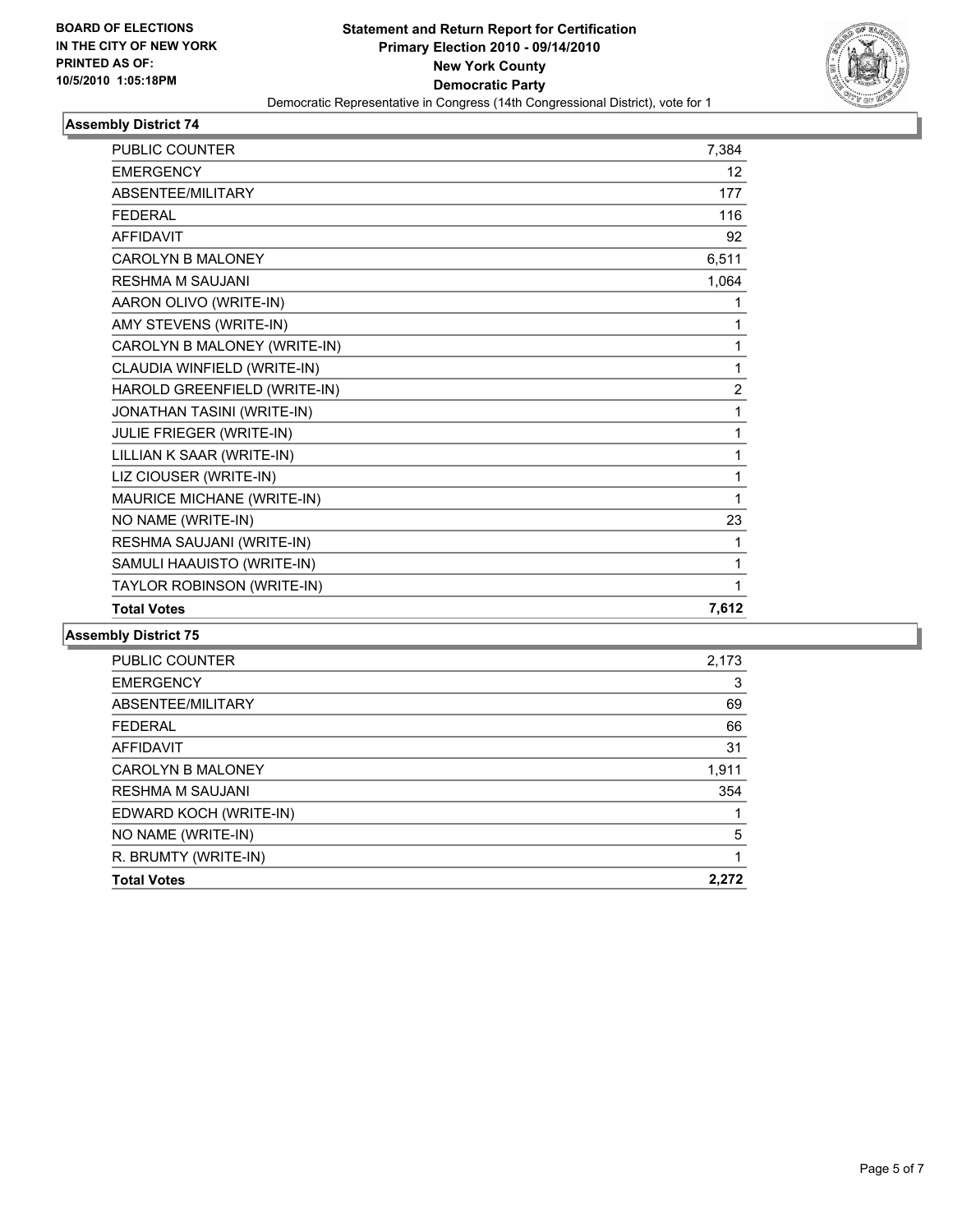**BOARD OF ELECTIONS IN THE CITY OF NEW YORK PRINTED AS OF: 10/5/2010 1:05:18PM**

**Statement and Return Report for Certification Primary Election 2010 - 09/14/2010 New York County Democratic Party**

Democratic Representative in Congress (14th Congressional District), vote for 1

### Assembly District 74

| | |
|---|---|
| PUBLIC COUNTER | 7,384 |
| EMERGENCY | 12 |
| ABSENTEE/MILITARY | 177 |
| FEDERAL | 116 |
| AFFIDAVIT | 92 |
| CAROLYN B MALONEY | 6,511 |
| RESHMA M SAUJANI | 1,064 |
| AARON OLIVO (WRITE-IN) | 1 |
| AMY STEVENS (WRITE-IN) | 1 |
| CAROLYN B MALONEY (WRITE-IN) | 1 |
| CLAUDIA WINFIELD (WRITE-IN) | 1 |
| HAROLD GREENFIELD (WRITE-IN) | 2 |
| JONATHAN TASINI (WRITE-IN) | 1 |
| JULIE FRIEGER (WRITE-IN) | 1 |
| LILLIAN K SAAR (WRITE-IN) | 1 |
| LIZ CIOUSER (WRITE-IN) | 1 |
| MAURICE MICHANE (WRITE-IN) | 1 |
| NO NAME (WRITE-IN) | 23 |
| RESHMA SAUJANI (WRITE-IN) | 1 |
| SAMULI HAAUISTO (WRITE-IN) | 1 |
| TAYLOR ROBINSON (WRITE-IN) | 1 |
| **Total Votes** | **7,612** |

### Assembly District 75

| | |
|---|---|
| PUBLIC COUNTER | 2,173 |
| EMERGENCY | 3 |
| ABSENTEE/MILITARY | 69 |
| FEDERAL | 66 |
| AFFIDAVIT | 31 |
| CAROLYN B MALONEY | 1,911 |
| RESHMA M SAUJANI | 354 |
| EDWARD KOCH (WRITE-IN) | 1 |
| NO NAME (WRITE-IN) | 5 |
| R. BRUMTY (WRITE-IN) | 1 |
| **Total Votes** | **2,272** |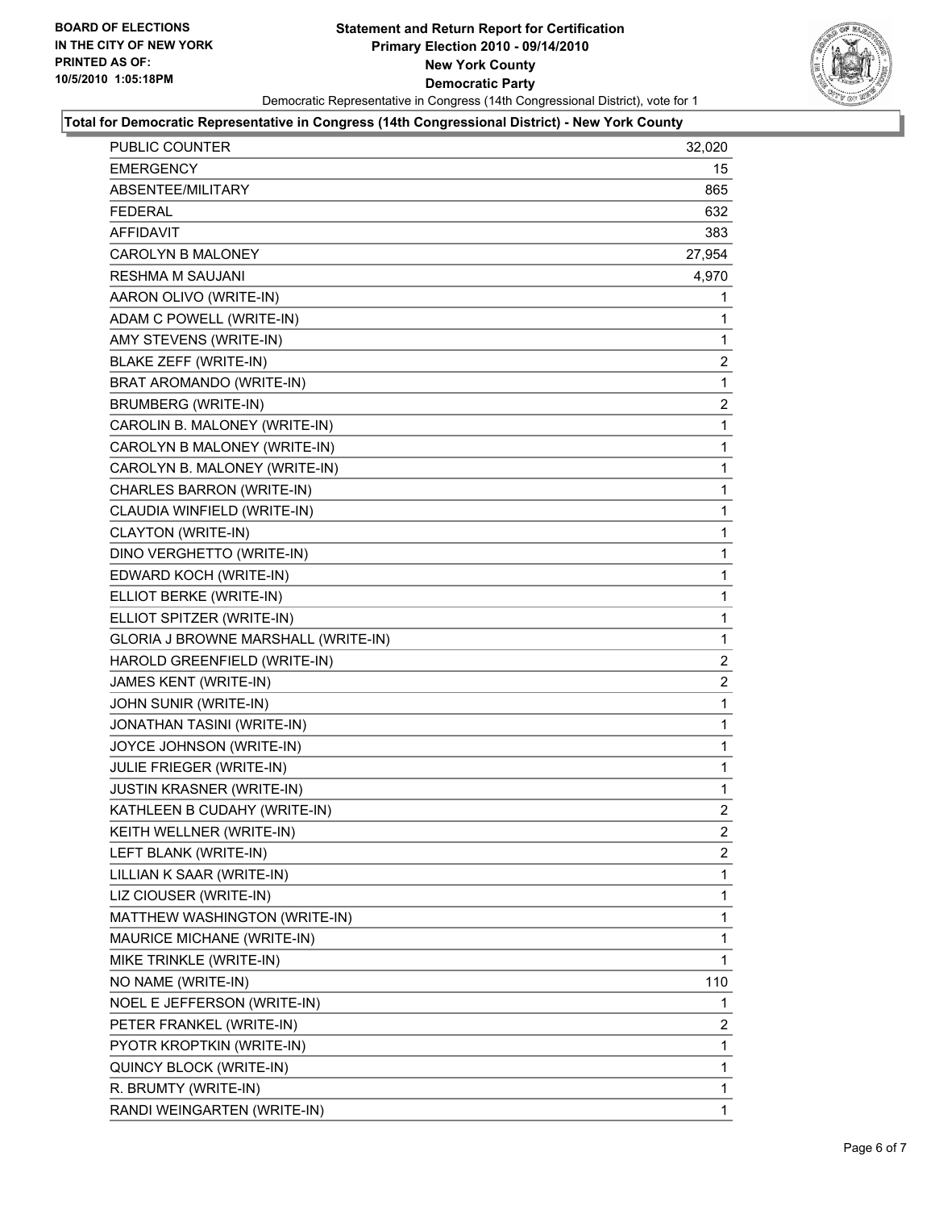**BOARD OF ELECTIONS IN THE CITY OF NEW YORK PRINTED AS OF: 10/5/2010 1:05:18PM**

# Statement and Return Report for Certification
## Primary Election 2010 - 09/14/2010
## New York County
## Democratic Party

Democratic Representative in Congress (14th Congressional District), vote for 1

### Total for Democratic Representative in Congress (14th Congressional District) - New York County

| | |
|---|---|
| PUBLIC COUNTER | 32,020 |
| EMERGENCY | 15 |
| ABSENTEE/MILITARY | 865 |
| FEDERAL | 632 |
| AFFIDAVIT | 383 |
| CAROLYN B MALONEY | 27,954 |
| RESHMA M SAUJANI | 4,970 |
| AARON OLIVO (WRITE-IN) | 1 |
| ADAM C POWELL (WRITE-IN) | 1 |
| AMY STEVENS (WRITE-IN) | 1 |
| BLAKE ZEFF (WRITE-IN) | 2 |
| BRAT AROMANDO (WRITE-IN) | 1 |
| BRUMBERG (WRITE-IN) | 2 |
| CAROLIN B. MALONEY (WRITE-IN) | 1 |
| CAROLYN B MALONEY (WRITE-IN) | 1 |
| CAROLYN B. MALONEY (WRITE-IN) | 1 |
| CHARLES BARRON (WRITE-IN) | 1 |
| CLAUDIA WINFIELD (WRITE-IN) | 1 |
| CLAYTON (WRITE-IN) | 1 |
| DINO VERGHETTO (WRITE-IN) | 1 |
| EDWARD KOCH (WRITE-IN) | 1 |
| ELLIOT BERKE (WRITE-IN) | 1 |
| ELLIOT SPITZER (WRITE-IN) | 1 |
| GLORIA J BROWNE MARSHALL (WRITE-IN) | 1 |
| HAROLD GREENFIELD (WRITE-IN) | 2 |
| JAMES KENT (WRITE-IN) | 2 |
| JOHN SUNIR (WRITE-IN) | 1 |
| JONATHAN TASINI (WRITE-IN) | 1 |
| JOYCE JOHNSON (WRITE-IN) | 1 |
| JULIE FRIEGER (WRITE-IN) | 1 |
| JUSTIN KRASNER (WRITE-IN) | 1 |
| KATHLEEN B CUDAHY (WRITE-IN) | 2 |
| KEITH WELLNER (WRITE-IN) | 2 |
| LEFT BLANK (WRITE-IN) | 2 |
| LILLIAN K SAAR (WRITE-IN) | 1 |
| LIZ CIOUSER (WRITE-IN) | 1 |
| MATTHEW WASHINGTON (WRITE-IN) | 1 |
| MAURICE MICHANE (WRITE-IN) | 1 |
| MIKE TRINKLE (WRITE-IN) | 1 |
| NO NAME (WRITE-IN) | 110 |
| NOEL E JEFFERSON (WRITE-IN) | 1 |
| PETER FRANKEL (WRITE-IN) | 2 |
| PYOTR KROPTKIN (WRITE-IN) | 1 |
| QUINCY BLOCK (WRITE-IN) | 1 |
| R. BRUMTY (WRITE-IN) | 1 |
| RANDI WEINGARTEN (WRITE-IN) | 1 |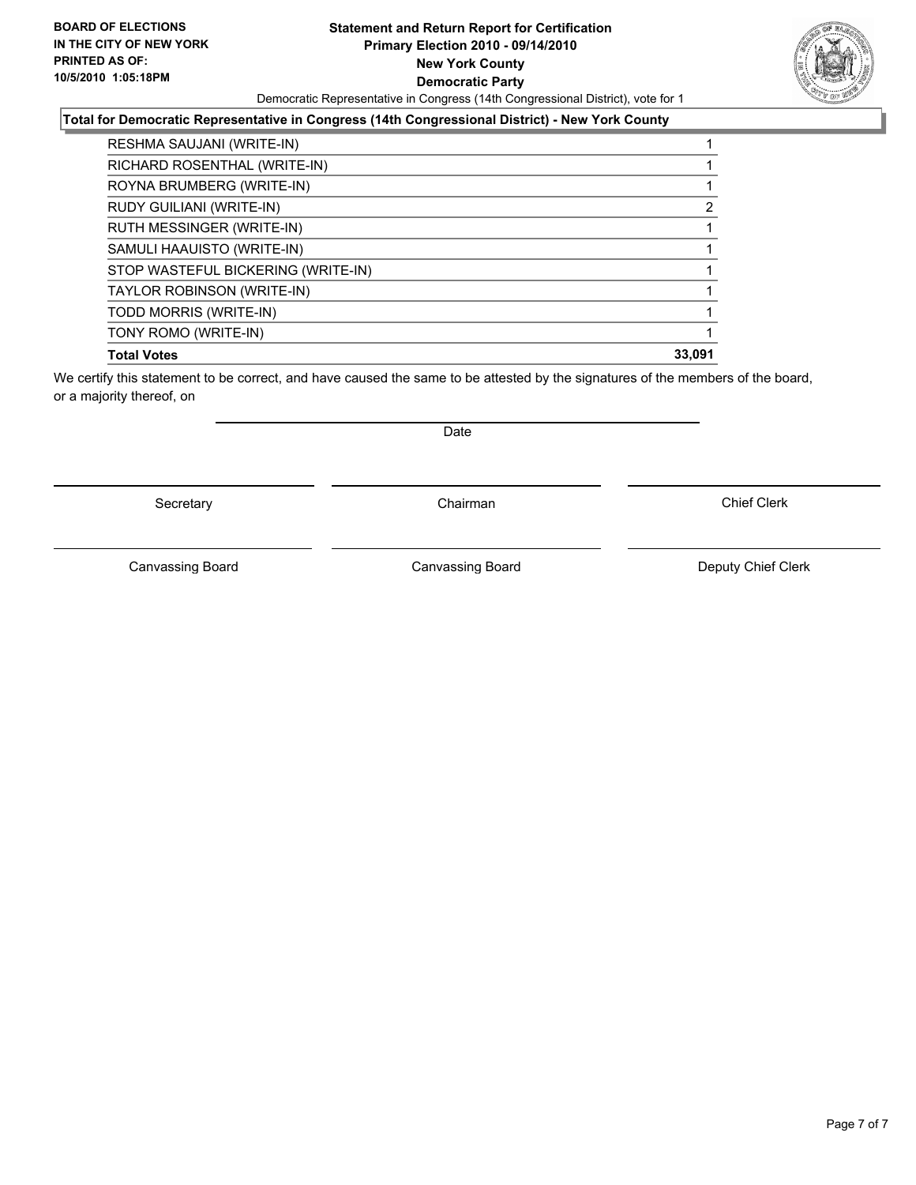**BOARD OF ELECTIONS IN THE CITY OF NEW YORK PRINTED AS OF: 10/5/2010 1:05:18PM**

**Statement and Return Report for Certification**
**Primary Election 2010 - 09/14/2010**
**New York County**
**Democratic Party**

Democratic Representative in Congress (14th Congressional District), vote for 1

**Total for Democratic Representative in Congress (14th Congressional District) - New York County**

| | |
|---|---|
| RESHMA SAUJANI (WRITE-IN) | 1 |
| RICHARD ROSENTHAL (WRITE-IN) | 1 |
| ROYNA BRUMBERG (WRITE-IN) | 1 |
| RUDY GUILIANI (WRITE-IN) | 2 |
| RUTH MESSINGER (WRITE-IN) | 1 |
| SAMULI HAAUISTO (WRITE-IN) | 1 |
| STOP WASTEFUL BICKERING (WRITE-IN) | 1 |
| TAYLOR ROBINSON (WRITE-IN) | 1 |
| TODD MORRIS (WRITE-IN) | 1 |
| TONY ROMO (WRITE-IN) | 1 |
| **Total Votes** | **33,091** |

We certify this statement to be correct, and have caused the same to be attested by the signatures of the members of the board, or a majority thereof, on

Date

Secretary

Chairman

Chief Clerk

Canvassing Board

Canvassing Board

Deputy Chief Clerk